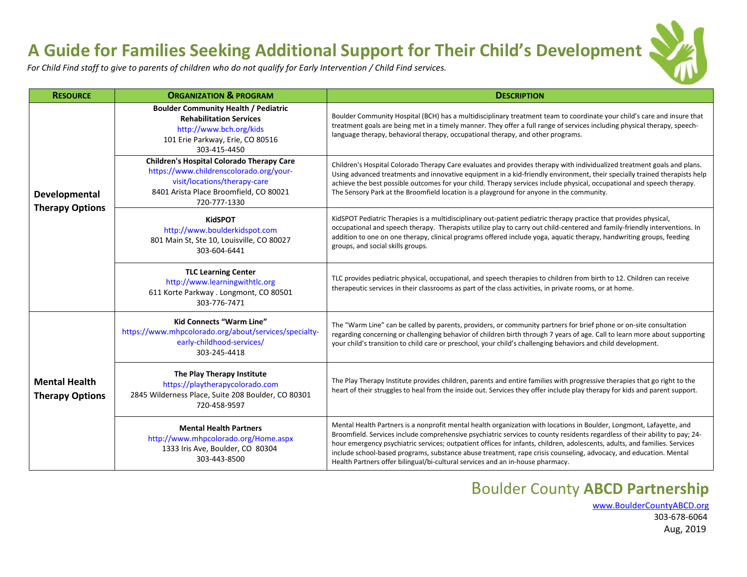# A Guide for Families Seeking Additional Support for Their Child's Development

*For Child Find staff to give to parents of children who do not qualify for Early Intervention / Child Find services.*

| RESOURCE | ORGANIZATION & PROGRAM | DESCRIPTION |
|---|---|---|
| **Developmental Therapy Options** | **Boulder Community Health / Pediatric Rehabilitation Services**<br>http://www.bch.org/kids<br>101 Erie Parkway, Erie, CO 80516<br>303-415-4450 | Boulder Community Hospital (BCH) has a multidisciplinary treatment team to coordinate your child's care and insure that treatment goals are being met in a timely manner. They offer a full range of services including physical therapy, speech-language therapy, behavioral therapy, occupational therapy, and other programs. |
| | **Children's Hospital Colorado Therapy Care**<br>https://www.childrenscolorado.org/your-visit/locations/therapy-care<br>8401 Arista Place Broomfield, CO 80021<br>720-777-1330 | Children's Hospital Colorado Therapy Care evaluates and provides therapy with individualized treatment goals and plans. Using advanced treatments and innovative equipment in a kid-friendly environment, their specially trained therapists help achieve the best possible outcomes for your child. Therapy services include physical, occupational and speech therapy. The Sensory Park at the Broomfield location is a playground for anyone in the community. |
| | **KidSPOT**<br>http://www.boulderkidspot.com<br>801 Main St, Ste 10, Louisville, CO 80027<br>303-604-6441 | KidSPOT Pediatric Therapies is a multidisciplinary out-patient pediatric therapy practice that provides physical, occupational and speech therapy. Therapists utilize play to carry out child-centered and family-friendly interventions. In addition to one on one therapy, clinical programs offered include yoga, aquatic therapy, handwriting groups, feeding groups, and social skills groups. |
| | **TLC Learning Center**<br>http://www.learningwithtlc.org<br>611 Korte Parkway . Longmont, CO 80501<br>303-776-7471 | TLC provides pediatric physical, occupational, and speech therapies to children from birth to 12. Children can receive therapeutic services in their classrooms as part of the class activities, in private rooms, or at home. |
| **Mental Health Therapy Options** | **Kid Connects "Warm Line"**<br>https://www.mhpcolorado.org/about/services/specialty-early-childhood-services/<br>303-245-4418 | The "Warm Line" can be called by parents, providers, or community partners for brief phone or on-site consultation regarding concerning or challenging behavior of children birth through 7 years of age. Call to learn more about supporting your child's transition to child care or preschool, your child's challenging behaviors and child development. |
| | **The Play Therapy Institute**<br>https://playtherapycolorado.com<br>2845 Wilderness Place, Suite 208 Boulder, CO 80301<br>720-458-9597 | The Play Therapy Institute provides children, parents and entire families with progressive therapies that go right to the heart of their struggles to heal from the inside out. Services they offer include play therapy for kids and parent support. |
| | **Mental Health Partners**<br>http://www.mhpcolorado.org/Home.aspx<br>1333 Iris Ave, Boulder, CO 80304<br>303-443-8500 | Mental Health Partners is a nonprofit mental health organization with locations in Boulder, Longmont, Lafayette, and Broomfield. Services include comprehensive psychiatric services to county residents regardless of their ability to pay; 24-hour emergency psychiatric services; outpatient offices for infants, children, adolescents, adults, and families. Services include school-based programs, substance abuse treatment, rape crisis counseling, advocacy, and education. Mental Health Partners offer bilingual/bi-cultural services and an in-house pharmacy. |

Boulder County **ABCD Partnership**

www.BoulderCountyABCD.org
303-678-6064
Aug, 2019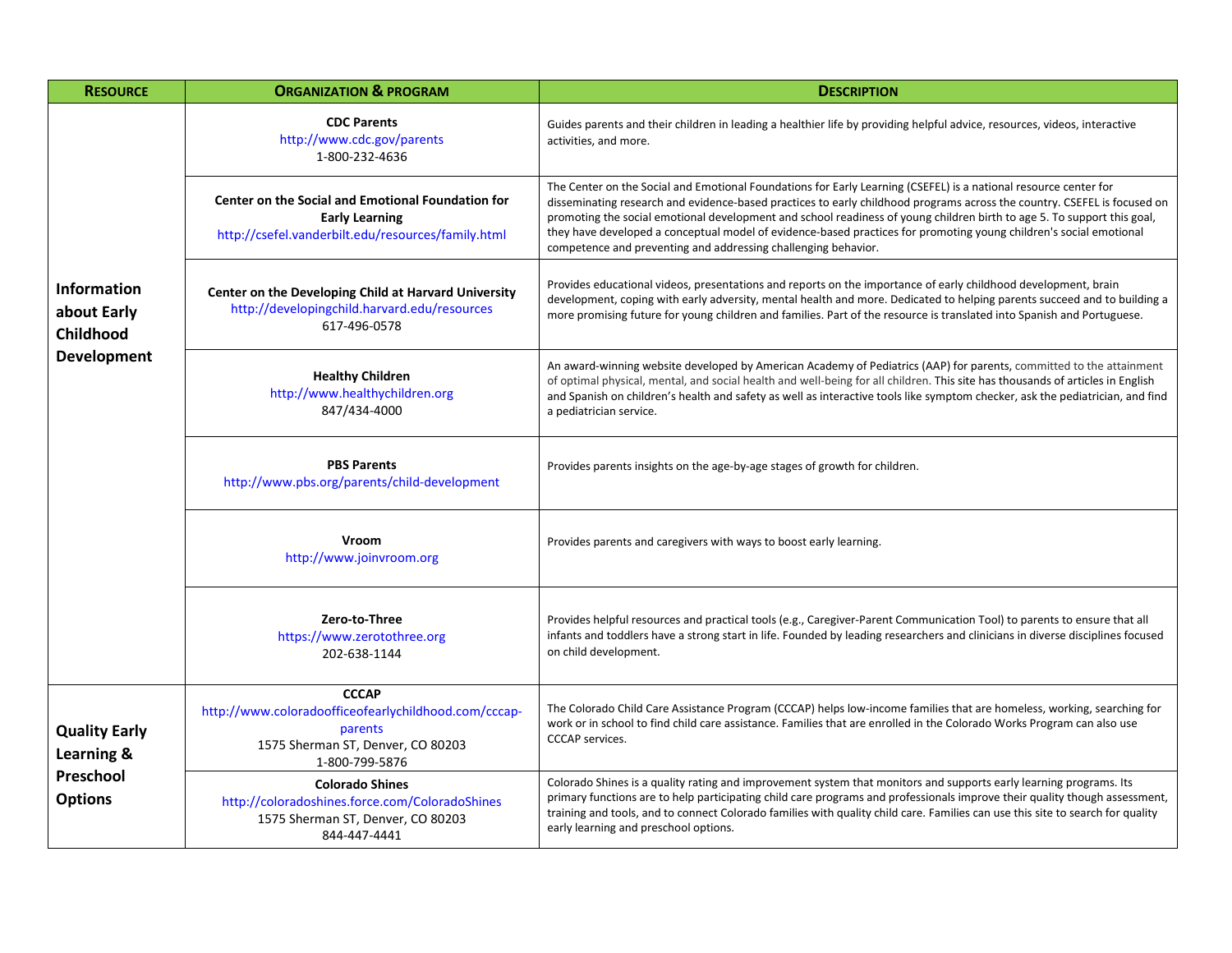| RESOURCE | ORGANIZATION & PROGRAM | DESCRIPTION |
|---|---|---|
| **Information about Early Childhood Development** | **CDC Parents**<br>http://www.cdc.gov/parents<br>1-800-232-4636 | Guides parents and their children in leading a healthier life by providing helpful advice, resources, videos, interactive activities, and more. |
| | **Center on the Social and Emotional Foundation for Early Learning**<br>http://csefel.vanderbilt.edu/resources/family.html | The Center on the Social and Emotional Foundations for Early Learning (CSEFEL) is a national resource center for disseminating research and evidence-based practices to early childhood programs across the country. CSEFEL is focused on promoting the social emotional development and school readiness of young children birth to age 5. To support this goal, they have developed a conceptual model of evidence-based practices for promoting young children's social emotional competence and preventing and addressing challenging behavior. |
| | **Center on the Developing Child at Harvard University**<br>http://developingchild.harvard.edu/resources<br>617-496-0578 | Provides educational videos, presentations and reports on the importance of early childhood development, brain development, coping with early adversity, mental health and more. Dedicated to helping parents succeed and to building a more promising future for young children and families. Part of the resource is translated into Spanish and Portuguese. |
| | **Healthy Children**<br>http://www.healthychildren.org<br>847/434-4000 | An award-winning website developed by American Academy of Pediatrics (AAP) for parents, committed to the attainment of optimal physical, mental, and social health and well-being for all children. This site has thousands of articles in English and Spanish on children's health and safety as well as interactive tools like symptom checker, ask the pediatrician, and find a pediatrician service. |
| | **PBS Parents**<br>http://www.pbs.org/parents/child-development | Provides parents insights on the age-by-age stages of growth for children. |
| | **Vroom**<br>http://www.joinvroom.org | Provides parents and caregivers with ways to boost early learning. |
| | **Zero-to-Three**<br>https://www.zerotothree.org<br>202-638-1144 | Provides helpful resources and practical tools (e.g., Caregiver-Parent Communication Tool) to parents to ensure that all infants and toddlers have a strong start in life. Founded by leading researchers and clinicians in diverse disciplines focused on child development. |
| **Quality Early Learning & Preschool Options** | **CCCAP**<br>http://www.coloradoofficeofearlychildhood.com/cccap-parents<br>1575 Sherman ST, Denver, CO 80203<br>1-800-799-5876 | The Colorado Child Care Assistance Program (CCCAP) helps low-income families that are homeless, working, searching for work or in school to find child care assistance. Families that are enrolled in the Colorado Works Program can also use CCCAP services. |
| | **Colorado Shines**<br>http://coloradoshines.force.com/ColoradoShines<br>1575 Sherman ST, Denver, CO 80203<br>844-447-4441 | Colorado Shines is a quality rating and improvement system that monitors and supports early learning programs. Its primary functions are to help participating child care programs and professionals improve their quality though assessment, training and tools, and to connect Colorado families with quality child care. Families can use this site to search for quality early learning and preschool options. |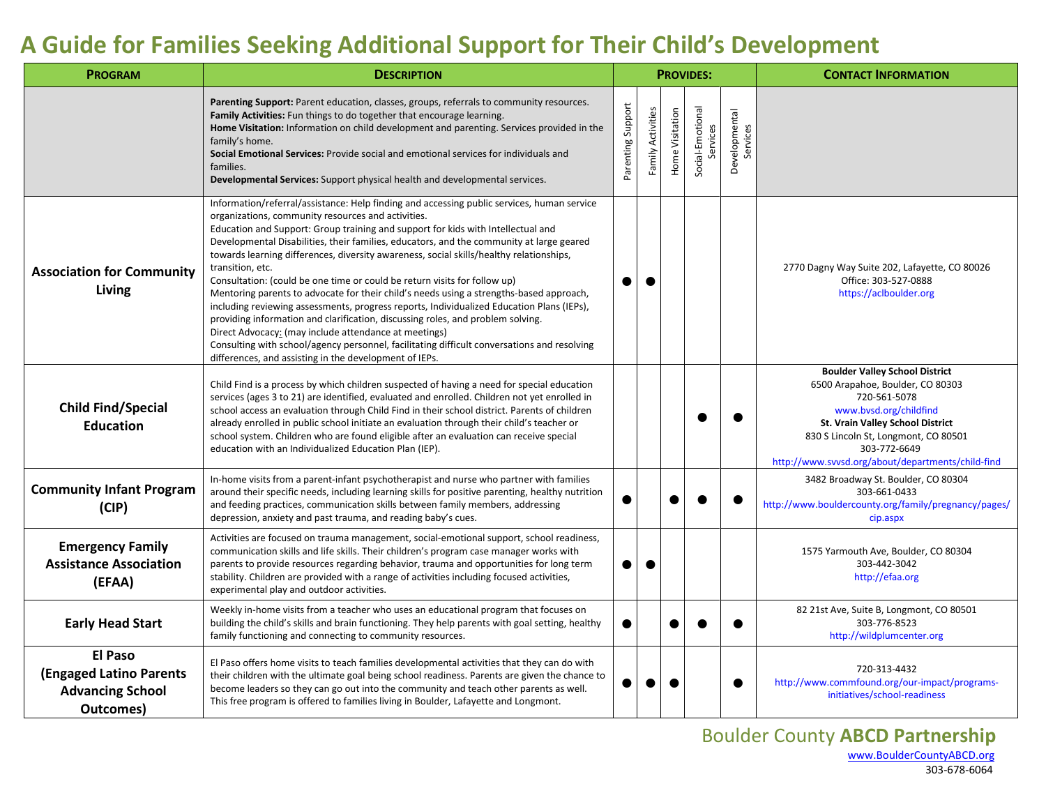# A Guide for Families Seeking Additional Support for Their Child's Development

| Program | Description | Provides: | | | | | Contact Information |
|---|---|---|---|---|---|---|---|
| | **Parenting Support:** Parent education, classes, groups, referrals to community resources.<br>**Family Activities:** Fun things to do together that encourage learning.<br>**Home Visitation:** Information on child development and parenting. Services provided in the family's home.<br>**Social Emotional Services:** Provide social and emotional services for individuals and families.<br>**Developmental Services:** Support physical health and developmental services. | Parenting Support | Family Activities | Home Visitation | Social-Emotional Services | Developmental Services | |
| **Association for Community Living** | Information/referral/assistance: Help finding and accessing public services, human service organizations, community resources and activities.<br>Education and Support: Group training and support for kids with Intellectual and Developmental Disabilities, their families, educators, and the community at large geared towards learning differences, diversity awareness, social skills/healthy relationships, transition, etc.<br>Consultation: (could be one time or could be return visits for follow up)<br>Mentoring parents to advocate for their child's needs using a strengths-based approach, including reviewing assessments, progress reports, Individualized Education Plans (IEPs), providing information and clarification, discussing roles, and problem solving.<br>Direct Advocacy: (may include attendance at meetings)<br>Consulting with school/agency personnel, facilitating difficult conversations and resolving differences, and assisting in the development of IEPs. | ● | ● | | | | 2770 Dagny Way Suite 202, Lafayette, CO 80026<br>Office: 303-527-0888<br>https://aclboulder.org |
| **Child Find/Special Education** | Child Find is a process by which children suspected of having a need for special education services (ages 3 to 21) are identified, evaluated and enrolled. Children not yet enrolled in school access an evaluation through Child Find in their school district. Parents of children already enrolled in public school initiate an evaluation through their child's teacher or school system. Children who are found eligible after an evaluation can receive special education with an Individualized Education Plan (IEP). | | | | ● | ● | **Boulder Valley School District**<br>6500 Arapahoe, Boulder, CO 80303<br>720-561-5078<br>www.bvsd.org/childfind<br>**St. Vrain Valley School District**<br>830 S Lincoln St, Longmont, CO 80501<br>303-772-6649<br>http://www.svvsd.org/about/departments/child-find |
| **Community Infant Program (CIP)** | In-home visits from a parent-infant psychotherapist and nurse who partner with families around their specific needs, including learning skills for positive parenting, healthy nutrition and feeding practices, communication skills between family members, addressing depression, anxiety and past trauma, and reading baby's cues. | ● | | ● | ● | ● | 3482 Broadway St. Boulder, CO 80304<br>303-661-0433<br>http://www.bouldercounty.org/family/pregnancy/pages/cip.aspx |
| **Emergency Family Assistance Association (EFAA)** | Activities are focused on trauma management, social-emotional support, school readiness, communication skills and life skills. Their children's program case manager works with parents to provide resources regarding behavior, trauma and opportunities for long term stability. Children are provided with a range of activities including focused activities, experimental play and outdoor activities. | ● | ● | | | | 1575 Yarmouth Ave, Boulder, CO 80304<br>303-442-3042<br>http://efaa.org |
| **Early Head Start** | Weekly in-home visits from a teacher who uses an educational program that focuses on building the child's skills and brain functioning. They help parents with goal setting, healthy family functioning and connecting to community resources. | ● | | ● | ● | ● | 82 21st Ave, Suite B, Longmont, CO 80501<br>303-776-8523<br>http://wildplumcenter.org |
| **El Paso (Engaged Latino Parents Advancing School Outcomes)** | El Paso offers home visits to teach families developmental activities that they can do with their children with the ultimate goal being school readiness. Parents are given the chance to become leaders so they can go out into the community and teach other parents as well. This free program is offered to families living in Boulder, Lafayette and Longmont. | ● | ● | ● | | ● | 720-313-4432<br>http://www.commfound.org/our-impact/programs-initiatives/school-readiness |

Boulder County **ABCD Partnership**
www.BoulderCountyABCD.org
303-678-6064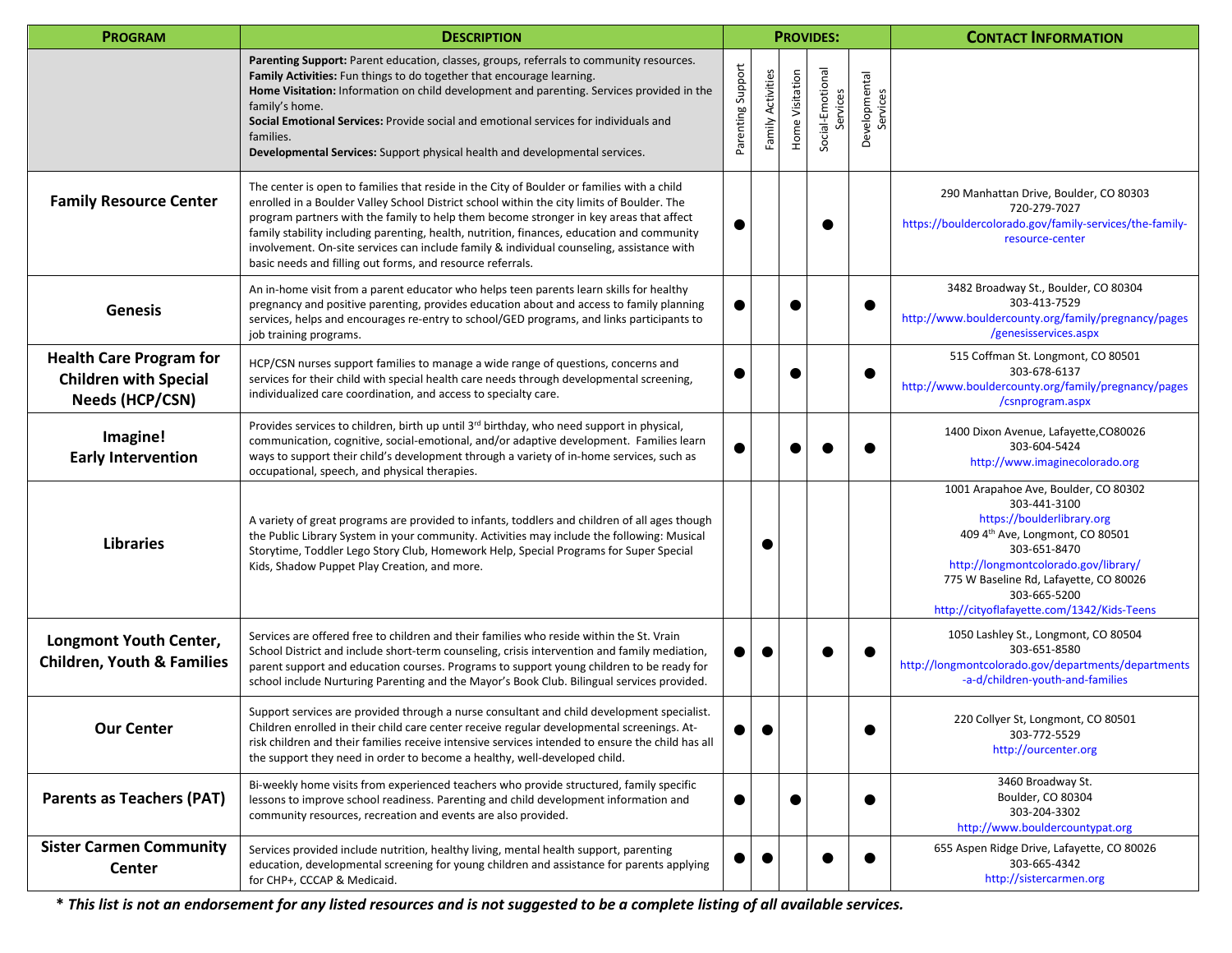| Program | Description | Provides: | | | | | Contact Information |
|---|---|---|---|---|---|---|---|
| | **Parenting Support:** Parent education, classes, groups, referrals to community resources.<br>**Family Activities:** Fun things to do together that encourage learning.<br>**Home Visitation:** Information on child development and parenting. Services provided in the family's home.<br>**Social Emotional Services:** Provide social and emotional services for individuals and families.<br>**Developmental Services:** Support physical health and developmental services. | Parenting Support | Family Activities | Home Visitation | Social-Emotional Services | Developmental Services | |
| **Family Resource Center** | The center is open to families that reside in the City of Boulder or families with a child enrolled in a Boulder Valley School District school within the city limits of Boulder. The program partners with the family to help them become stronger in key areas that affect family stability including parenting, health, nutrition, finances, education and community involvement. On-site services can include family & individual counseling, assistance with basic needs and filling out forms, and resource referrals. | ● | | | ● | | 290 Manhattan Drive, Boulder, CO 80303<br>720-279-7027<br>https://bouldercolorado.gov/family-services/the-family-resource-center |
| **Genesis** | An in-home visit from a parent educator who helps teen parents learn skills for healthy pregnancy and positive parenting, provides education about and access to family planning services, helps and encourages re-entry to school/GED programs, and links participants to job training programs. | ● | | ● | | ● | 3482 Broadway St., Boulder, CO 80304<br>303-413-7529<br>http://www.bouldercounty.org/family/pregnancy/pages/genesisservices.aspx |
| **Health Care Program for Children with Special Needs (HCP/CSN)** | HCP/CSN nurses support families to manage a wide range of questions, concerns and services for their child with special health care needs through developmental screening, individualized care coordination, and access to specialty care. | ● | | ● | | ● | 515 Coffman St. Longmont, CO 80501<br>303-678-6137<br>http://www.bouldercounty.org/family/pregnancy/pages/csnprogram.aspx |
| **Imagine! Early Intervention** | Provides services to children, birth up until 3rd birthday, who need support in physical, communication, cognitive, social-emotional, and/or adaptive development. Families learn ways to support their child's development through a variety of in-home services, such as occupational, speech, and physical therapies. | ● | | ● | ● | ● | 1400 Dixon Avenue, Lafayette,CO80026<br>303-604-5424<br>http://www.imaginecolorado.org |
| **Libraries** | A variety of great programs are provided to infants, toddlers and children of all ages though the Public Library System in your community. Activities may include the following: Musical Storytime, Toddler Lego Story Club, Homework Help, Special Programs for Super Special Kids, Shadow Puppet Play Creation, and more. | | ● | | | | 1001 Arapahoe Ave, Boulder, CO 80302<br>303-441-3100<br>https://boulderlibrary.org<br>409 4th Ave, Longmont, CO 80501<br>303-651-8470<br>http://longmontcolorado.gov/library/<br>775 W Baseline Rd, Lafayette, CO 80026<br>303-665-5200<br>http://cityoflafayette.com/1342/Kids-Teens |
| **Longmont Youth Center, Children, Youth & Families** | Services are offered free to children and their families who reside within the St. Vrain School District and include short-term counseling, crisis intervention and family mediation, parent support and education courses. Programs to support young children to be ready for school include Nurturing Parenting and the Mayor's Book Club. Bilingual services provided. | ● | ● | | ● | ● | 1050 Lashley St., Longmont, CO 80504<br>303-651-8580<br>http://longmontcolorado.gov/departments/departments-a-d/children-youth-and-families |
| **Our Center** | Support services are provided through a nurse consultant and child development specialist. Children enrolled in their child care center receive regular developmental screenings. At-risk children and their families receive intensive services intended to ensure the child has all the support they need in order to become a healthy, well-developed child. | ● | ● | | | ● | 220 Collyer St, Longmont, CO 80501<br>303-772-5529<br>http://ourcenter.org |
| **Parents as Teachers (PAT)** | Bi-weekly home visits from experienced teachers who provide structured, family specific lessons to improve school readiness. Parenting and child development information and community resources, recreation and events are also provided. | ● | | ● | | ● | 3460 Broadway St.<br>Boulder, CO 80304<br>303-204-3302<br>http://www.bouldercountypat.org |
| **Sister Carmen Community Center** | Services provided include nutrition, healthy living, mental health support, parenting education, developmental screening for young children and assistance for parents applying for CHP+, CCCAP & Medicaid. | ● | ● | | ● | ● | 655 Aspen Ridge Drive, Lafayette, CO 80026<br>303-665-4342<br>http://sistercarmen.org |

*** *This list is not an endorsement for any listed resources and is not suggested to be a complete listing of all available services.***